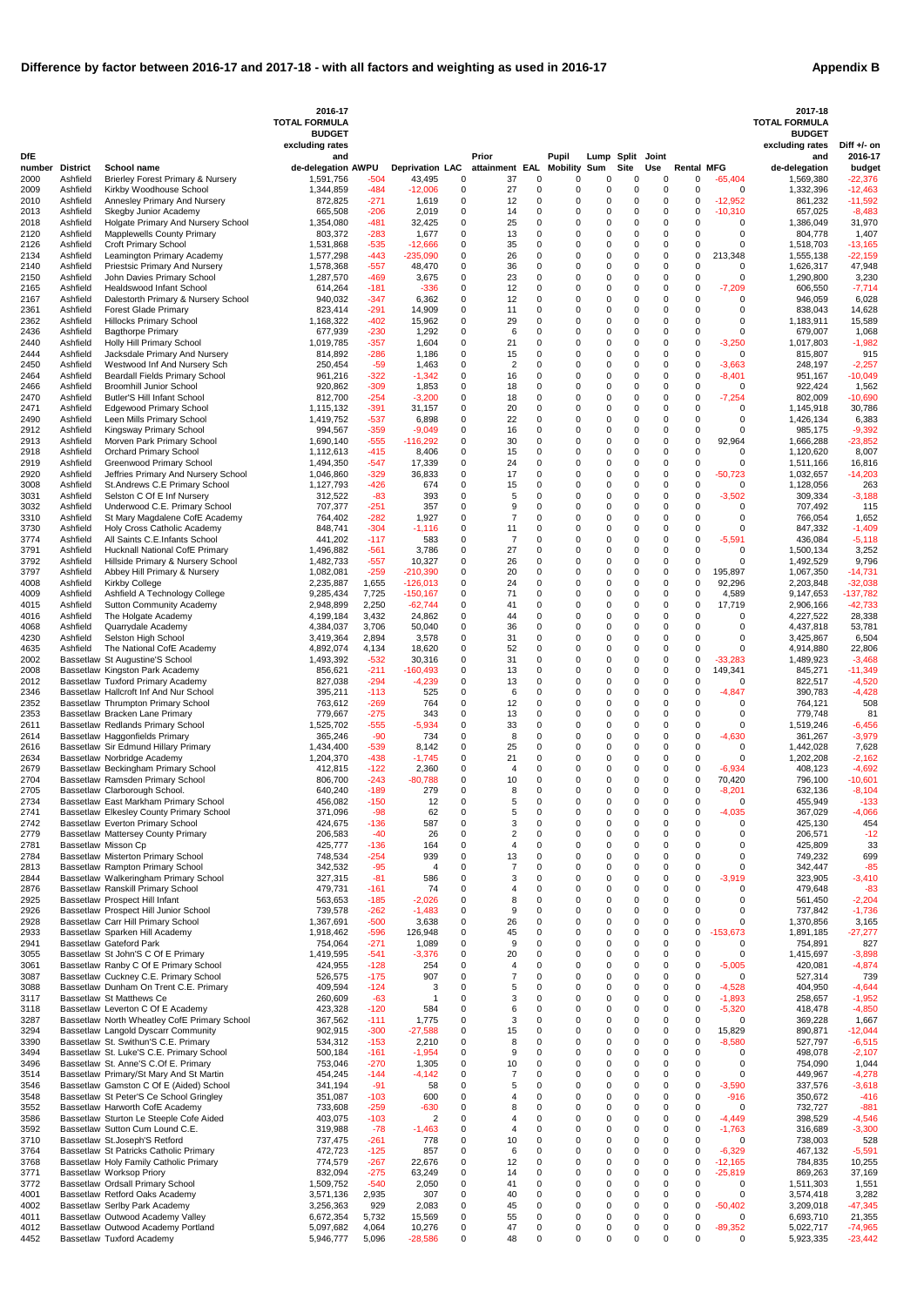# Difference by factor between 2016-17 and 2017-18 - with all factors and weighting as used in 2016-17

**Appendix B**

| DfE number | District | School name | 2016-17 TOTAL FORMULA BUDGET excluding rates and de-delegation | AWPU | Deprivation | LAC | Prior attainment | EAL | Pupil Mobility | Lump Sum | Split Site | Joint Use | Rental | MFG | 2017-18 TOTAL FORMULA BUDGET excluding rates and de-delegation | Diff +/- on 2016-17 budget |
|---|---|---|---|---|---|---|---|---|---|---|---|---|---|---|---|---|
| 2000 | Ashfield | Brierley Forest Primary & Nursery | 1,591,756 | -504 | 43,495 | 0 | 37 | 0 | 0 | 0 | 0 | 0 | 0 | -65,404 | 1,569,380 | -22,376 |
| 2009 | Ashfield | Kirkby Woodhouse School | 1,344,859 | -484 | -12,006 | 0 | 27 | 0 | 0 | 0 | 0 | 0 | 0 | 0 | 1,332,396 | -12,463 |
| 2010 | Ashfield | Annesley Primary And Nursery | 872,825 | -271 | 1,619 | 0 | 12 | 0 | 0 | 0 | 0 | 0 | 0 | -12,952 | 861,232 | -11,592 |
| 2013 | Ashfield | Skegby Junior Academy | 665,508 | -206 | 2,019 | 0 | 14 | 0 | 0 | 0 | 0 | 0 | 0 | -10,310 | 657,025 | -8,483 |
| 2018 | Ashfield | Holgate Primary And Nursery School | 1,354,080 | -481 | 32,425 | 0 | 25 | 0 | 0 | 0 | 0 | 0 | 0 | 0 | 1,386,049 | 31,970 |
| 2120 | Ashfield | Mapplewells County Primary | 803,372 | -283 | 1,677 | 0 | 13 | 0 | 0 | 0 | 0 | 0 | 0 | 0 | 804,778 | 1,407 |
| 2126 | Ashfield | Croft Primary School | 1,531,868 | -535 | -12,666 | 0 | 35 | 0 | 0 | 0 | 0 | 0 | 0 | 0 | 1,518,703 | -13,165 |
| 2134 | Ashfield | Leamington Primary Academy | 1,577,298 | -443 | -235,090 | 0 | 26 | 0 | 0 | 0 | 0 | 0 | 0 | 213,348 | 1,555,138 | -22,159 |
| 2140 | Ashfield | Priestsic Primary And Nursery | 1,578,368 | -557 | 48,470 | 0 | 36 | 0 | 0 | 0 | 0 | 0 | 0 | 0 | 1,626,317 | 47,948 |
| 2150 | Ashfield | John Davies Primary School | 1,287,570 | -469 | 3,675 | 0 | 23 | 0 | 0 | 0 | 0 | 0 | 0 | 0 | 1,290,800 | 3,230 |
| 2165 | Ashfield | Healdswood Infant School | 614,264 | -181 | -336 | 0 | 12 | 0 | 0 | 0 | 0 | 0 | 0 | -7,209 | 606,550 | -7,714 |
| 2167 | Ashfield | Dalestorth Primary & Nursery School | 940,032 | -347 | 6,362 | 0 | 12 | 0 | 0 | 0 | 0 | 0 | 0 | 0 | 946,059 | 6,028 |
| 2361 | Ashfield | Forest Glade Primary | 823,414 | -291 | 14,909 | 0 | 11 | 0 | 0 | 0 | 0 | 0 | 0 | 0 | 838,043 | 14,628 |
| 2362 | Ashfield | Hillocks Primary School | 1,168,322 | -402 | 15,962 | 0 | 29 | 0 | 0 | 0 | 0 | 0 | 0 | 0 | 1,183,911 | 15,589 |
| 2436 | Ashfield | Bagthorpe Primary | 677,939 | -230 | 1,292 | 0 | 6 | 0 | 0 | 0 | 0 | 0 | 0 | 0 | 679,007 | 1,068 |
| 2440 | Ashfield | Holly Hill Primary School | 1,019,785 | -357 | 1,604 | 0 | 21 | 0 | 0 | 0 | 0 | 0 | 0 | -3,250 | 1,017,803 | -1,982 |
| 2444 | Ashfield | Jacksdale Primary And Nursery | 814,892 | -286 | 1,186 | 0 | 15 | 0 | 0 | 0 | 0 | 0 | 0 | 0 | 815,807 | 915 |
| 2450 | Ashfield | Westwood Inf And Nursery Sch | 250,454 | -59 | 1,463 | 0 | 2 | 0 | 0 | 0 | 0 | 0 | 0 | -3,663 | 248,197 | -2,257 |
| 2464 | Ashfield | Beardall Fields Primary School | 961,216 | -322 | -1,342 | 0 | 16 | 0 | 0 | 0 | 0 | 0 | 0 | -8,401 | 951,167 | -10,049 |
| 2466 | Ashfield | Broomhill Junior School | 920,862 | -309 | 1,853 | 0 | 18 | 0 | 0 | 0 | 0 | 0 | 0 | 0 | 922,424 | 1,562 |
| 2470 | Ashfield | Butler'S Hill Infant School | 812,700 | -254 | -3,200 | 0 | 18 | 0 | 0 | 0 | 0 | 0 | 0 | -7,254 | 802,009 | -10,690 |
| 2471 | Ashfield | Edgewood Primary School | 1,115,132 | -391 | 31,157 | 0 | 20 | 0 | 0 | 0 | 0 | 0 | 0 | 0 | 1,145,918 | 30,786 |
| 2490 | Ashfield | Leen Mills Primary School | 1,419,752 | -537 | 6,898 | 0 | 22 | 0 | 0 | 0 | 0 | 0 | 0 | 0 | 1,426,134 | 6,383 |
| 2912 | Ashfield | Kingsway Primary School | 994,567 | -359 | -9,049 | 0 | 16 | 0 | 0 | 0 | 0 | 0 | 0 | 0 | 985,175 | -9,392 |
| 2913 | Ashfield | Morven Park Primary School | 1,690,140 | -555 | -116,292 | 0 | 30 | 0 | 0 | 0 | 0 | 0 | 0 | 92,964 | 1,666,288 | -23,852 |
| 2918 | Ashfield | Orchard Primary School | 1,112,613 | -415 | 8,406 | 0 | 15 | 0 | 0 | 0 | 0 | 0 | 0 | 0 | 1,120,620 | 8,007 |
| 2919 | Ashfield | Greenwood Primary School | 1,494,350 | -547 | 17,339 | 0 | 24 | 0 | 0 | 0 | 0 | 0 | 0 | 0 | 1,511,166 | 16,816 |
| 2920 | Ashfield | Jeffries Primary And Nursery School | 1,046,860 | -329 | 36,833 | 0 | 17 | 0 | 0 | 0 | 0 | 0 | 0 | -50,723 | 1,032,657 | -14,203 |
| 3008 | Ashfield | St.Andrews C E Primary School | 1,127,793 | -426 | 674 | 0 | 15 | 0 | 0 | 0 | 0 | 0 | 0 | 0 | 1,128,056 | 263 |
| 3031 | Ashfield | Selston C Of E Inf Nursery | 312,522 | -83 | 393 | 0 | 5 | 0 | 0 | 0 | 0 | 0 | 0 | -3,502 | 309,334 | -3,188 |
| 3032 | Ashfield | Underwood C.E. Primary School | 707,377 | -251 | 357 | 0 | 9 | 0 | 0 | 0 | 0 | 0 | 0 | 0 | 707,492 | 115 |
| 3310 | Ashfield | St Mary Magdalene CofE Academy | 764,402 | -282 | 1,927 | 0 | 7 | 0 | 0 | 0 | 0 | 0 | 0 | 0 | 766,054 | 1,652 |
| 3730 | Ashfield | Holy Cross Catholic Academy | 848,741 | -304 | -1,116 | 0 | 11 | 0 | 0 | 0 | 0 | 0 | 0 | 0 | 847,332 | -1,409 |
| 3774 | Ashfield | All Saints C.E.Infants School | 441,202 | -117 | 583 | 0 | 7 | 0 | 0 | 0 | 0 | 0 | 0 | -5,591 | 436,084 | -5,118 |
| 3791 | Ashfield | Hucknall National CofE Primary | 1,496,882 | -561 | 3,786 | 0 | 27 | 0 | 0 | 0 | 0 | 0 | 0 | 0 | 1,500,134 | 3,252 |
| 3792 | Ashfield | Hillside Primary & Nursery School | 1,482,733 | -557 | 10,327 | 0 | 26 | 0 | 0 | 0 | 0 | 0 | 0 | 0 | 1,492,529 | 9,796 |
| 3797 | Ashfield | Abbey Hill Primary & Nursery | 1,082,081 | -259 | -210,390 | 0 | 20 | 0 | 0 | 0 | 0 | 0 | 0 | 195,897 | 1,067,350 | -14,731 |
| 4008 | Ashfield | Kirkby College | 2,235,887 | 1,655 | -126,013 | 0 | 24 | 0 | 0 | 0 | 0 | 0 | 0 | 92,296 | 2,203,848 | -32,038 |
| 4009 | Ashfield | Ashfield A Technology College | 9,285,434 | 7,725 | -150,167 | 0 | 71 | 0 | 0 | 0 | 0 | 0 | 0 | 4,589 | 9,147,653 | -137,782 |
| 4015 | Ashfield | Sutton Community Academy | 2,948,899 | 2,250 | -62,744 | 0 | 41 | 0 | 0 | 0 | 0 | 0 | 0 | 17,719 | 2,906,166 | -42,733 |
| 4016 | Ashfield | The Holgate Academy | 4,199,184 | 3,432 | 24,862 | 0 | 44 | 0 | 0 | 0 | 0 | 0 | 0 | 0 | 4,227,522 | 28,338 |
| 4068 | Ashfield | Quarrydale Academy | 4,384,037 | 3,706 | 50,040 | 0 | 36 | 0 | 0 | 0 | 0 | 0 | 0 | 0 | 4,437,818 | 53,781 |
| 4230 | Ashfield | Selston High School | 3,419,364 | 2,894 | 3,578 | 0 | 31 | 0 | 0 | 0 | 0 | 0 | 0 | 0 | 3,425,867 | 6,504 |
| 4635 | Ashfield | The National CofE Academy | 4,892,074 | 4,134 | 18,620 | 0 | 52 | 0 | 0 | 0 | 0 | 0 | 0 | 0 | 4,914,880 | 22,806 |
| 2002 | Bassetlaw | St Augustine'S School | 1,493,392 | -532 | 30,316 | 0 | 31 | 0 | 0 | 0 | 0 | 0 | 0 | -33,283 | 1,489,923 | -3,468 |
| 2008 | Bassetlaw | Kingston Park Academy | 856,621 | -211 | -160,493 | 0 | 13 | 0 | 0 | 0 | 0 | 0 | 0 | 149,341 | 845,271 | -11,349 |
| 2012 | Bassetlaw | Tuxford Primary Academy | 827,038 | -294 | -4,239 | 0 | 13 | 0 | 0 | 0 | 0 | 0 | 0 | 0 | 822,517 | -4,520 |
| 2346 | Bassetlaw | Hallcroft Inf And Nur School | 395,211 | -113 | 525 | 0 | 6 | 0 | 0 | 0 | 0 | 0 | 0 | -4,847 | 390,783 | -4,428 |
| 2352 | Bassetlaw | Thrumpton Primary School | 763,612 | -269 | 764 | 0 | 12 | 0 | 0 | 0 | 0 | 0 | 0 | 0 | 764,121 | 508 |
| 2353 | Bassetlaw | Bracken Lane Primary | 779,667 | -275 | 343 | 0 | 13 | 0 | 0 | 0 | 0 | 0 | 0 | 0 | 779,748 | 81 |
| 2611 | Bassetlaw | Redlands Primary School | 1,525,702 | -555 | -5,934 | 0 | 33 | 0 | 0 | 0 | 0 | 0 | 0 | 0 | 1,519,246 | -6,456 |
| 2614 | Bassetlaw | Haggonfields Primary | 365,246 | -90 | 734 | 0 | 8 | 0 | 0 | 0 | 0 | 0 | 0 | -4,630 | 361,267 | -3,979 |
| 2616 | Bassetlaw | Sir Edmund Hillary Primary | 1,434,400 | -539 | 8,142 | 0 | 25 | 0 | 0 | 0 | 0 | 0 | 0 | 0 | 1,442,028 | 7,628 |
| 2634 | Bassetlaw | Norbridge Academy | 1,204,370 | -438 | -1,745 | 0 | 21 | 0 | 0 | 0 | 0 | 0 | 0 | 0 | 1,202,208 | -2,162 |
| 2679 | Bassetlaw | Beckingham Primary School | 412,815 | -122 | 2,360 | 0 | 4 | 0 | 0 | 0 | 0 | 0 | 0 | -6,934 | 408,123 | -4,692 |
| 2704 | Bassetlaw | Ramsden Primary School | 806,700 | -243 | -80,788 | 0 | 10 | 0 | 0 | 0 | 0 | 0 | 0 | 70,420 | 796,100 | -10,601 |
| 2705 | Bassetlaw | Clarborough School. | 640,240 | -189 | 279 | 0 | 8 | 0 | 0 | 0 | 0 | 0 | 0 | -8,201 | 632,136 | -8,104 |
| 2734 | Bassetlaw | East Markham Primary School | 456,082 | -150 | 12 | 0 | 5 | 0 | 0 | 0 | 0 | 0 | 0 | 0 | 455,949 | -133 |
| 2741 | Bassetlaw | Elkesley County Primary School | 371,096 | -98 | 62 | 0 | 5 | 0 | 0 | 0 | 0 | 0 | 0 | -4,035 | 367,029 | -4,066 |
| 2742 | Bassetlaw | Everton Primary School | 424,675 | -136 | 587 | 0 | 3 | 0 | 0 | 0 | 0 | 0 | 0 | 0 | 425,130 | 454 |
| 2779 | Bassetlaw | Mattersey County Primary | 206,583 | -40 | 26 | 0 | 2 | 0 | 0 | 0 | 0 | 0 | 0 | 0 | 206,571 | -12 |
| 2781 | Bassetlaw | Misson Cp | 425,777 | -136 | 164 | 0 | 4 | 0 | 0 | 0 | 0 | 0 | 0 | 0 | 425,809 | 33 |
| 2784 | Bassetlaw | Misterton Primary School | 748,534 | -254 | 939 | 0 | 13 | 0 | 0 | 0 | 0 | 0 | 0 | 0 | 749,232 | 699 |
| 2813 | Bassetlaw | Rampton Primary School | 342,532 | -95 | 4 | 0 | 7 | 0 | 0 | 0 | 0 | 0 | 0 | 0 | 342,447 | -85 |
| 2844 | Bassetlaw | Walkeringham Primary School | 327,315 | -81 | 586 | 0 | 3 | 0 | 0 | 0 | 0 | 0 | 0 | -3,919 | 323,905 | -3,410 |
| 2876 | Bassetlaw | Ranskill Primary School | 479,731 | -161 | 74 | 0 | 4 | 0 | 0 | 0 | 0 | 0 | 0 | 0 | 479,648 | -83 |
| 2925 | Bassetlaw | Prospect Hill Infant | 563,653 | -185 | -2,026 | 0 | 8 | 0 | 0 | 0 | 0 | 0 | 0 | 0 | 561,450 | -2,204 |
| 2926 | Bassetlaw | Prospect Hill Junior School | 739,578 | -262 | -1,483 | 0 | 9 | 0 | 0 | 0 | 0 | 0 | 0 | 0 | 737,842 | -1,736 |
| 2928 | Bassetlaw | Carr Hill Primary School | 1,367,691 | -500 | 3,638 | 0 | 26 | 0 | 0 | 0 | 0 | 0 | 0 | 0 | 1,370,856 | 3,165 |
| 2933 | Bassetlaw | Sparken Hill Academy | 1,918,462 | -596 | 126,948 | 0 | 45 | 0 | 0 | 0 | 0 | 0 | 0 | -153,673 | 1,891,185 | -27,277 |
| 2941 | Bassetlaw | Gateford Park | 754,064 | -271 | 1,089 | 0 | 9 | 0 | 0 | 0 | 0 | 0 | 0 | 0 | 754,891 | 827 |
| 3055 | Bassetlaw | St John'S C Of E Primary | 1,419,595 | -541 | -3,376 | 0 | 20 | 0 | 0 | 0 | 0 | 0 | 0 | 0 | 1,415,697 | -3,898 |
| 3061 | Bassetlaw | Ranby C Of E Primary School | 424,955 | -128 | 254 | 0 | 4 | 0 | 0 | 0 | 0 | 0 | 0 | -5,005 | 420,081 | -4,874 |
| 3087 | Bassetlaw | Cuckney C.E. Primary School | 526,575 | -175 | 907 | 0 | 7 | 0 | 0 | 0 | 0 | 0 | 0 | 0 | 527,314 | 739 |
| 3088 | Bassetlaw | Dunham On Trent C.E. Primary | 409,594 | -124 | 3 | 0 | 5 | 0 | 0 | 0 | 0 | 0 | 0 | -4,528 | 404,950 | -4,644 |
| 3117 | Bassetlaw | St Matthews Ce | 260,609 | -63 | 1 | 0 | 3 | 0 | 0 | 0 | 0 | 0 | 0 | -1,893 | 258,657 | -1,952 |
| 3118 | Bassetlaw | Leverton C Of E Academy | 423,328 | -120 | 584 | 0 | 6 | 0 | 0 | 0 | 0 | 0 | 0 | -5,320 | 418,478 | -4,850 |
| 3287 | Bassetlaw | North Wheatley CofE Primary School | 367,562 | -111 | 1,775 | 0 | 3 | 0 | 0 | 0 | 0 | 0 | 0 | 0 | 369,228 | 1,667 |
| 3294 | Bassetlaw | Langold Dyscarr Community | 902,915 | -300 | -27,588 | 0 | 15 | 0 | 0 | 0 | 0 | 0 | 0 | 15,829 | 890,871 | -12,044 |
| 3390 | Bassetlaw | St. Swithun'S C.E. Primary | 534,312 | -153 | 2,210 | 0 | 8 | 0 | 0 | 0 | 0 | 0 | 0 | -8,580 | 527,797 | -6,515 |
| 3494 | Bassetlaw | St. Luke'S C.E. Primary School | 500,184 | -161 | -1,954 | 0 | 9 | 0 | 0 | 0 | 0 | 0 | 0 | 0 | 498,078 | -2,107 |
| 3496 | Bassetlaw | St. Anne'S C.Of E. Primary | 753,046 | -270 | 1,305 | 0 | 10 | 0 | 0 | 0 | 0 | 0 | 0 | 0 | 754,090 | 1,044 |
| 3514 | Bassetlaw | Primary/St Mary And St Martin | 454,245 | -144 | -4,142 | 0 | 7 | 0 | 0 | 0 | 0 | 0 | 0 | 0 | 449,967 | -4,278 |
| 3546 | Bassetlaw | Gamston C Of E (Aided) School | 341,194 | -91 | 58 | 0 | 5 | 0 | 0 | 0 | 0 | 0 | 0 | -3,590 | 337,576 | -3,618 |
| 3548 | Bassetlaw | St Peter'S Ce School Gringley | 351,087 | -103 | 600 | 0 | 4 | 0 | 0 | 0 | 0 | 0 | 0 | -916 | 350,672 | -416 |
| 3552 | Bassetlaw | Harworth CofE Academy | 733,608 | -259 | -630 | 0 | 8 | 0 | 0 | 0 | 0 | 0 | 0 | 0 | 732,727 | -881 |
| 3586 | Bassetlaw | Sturton Le Steeple Cofe Aided | 403,075 | -103 | 2 | 0 | 4 | 0 | 0 | 0 | 0 | 0 | 0 | -4,449 | 398,529 | -4,546 |
| 3592 | Bassetlaw | Sutton Cum Lound C.E. | 319,988 | -78 | -1,463 | 0 | 4 | 0 | 0 | 0 | 0 | 0 | 0 | -1,763 | 316,689 | -3,300 |
| 3710 | Bassetlaw | St.Joseph'S Retford | 737,475 | -261 | 778 | 0 | 10 | 0 | 0 | 0 | 0 | 0 | 0 | 0 | 738,003 | 528 |
| 3764 | Bassetlaw | St Patricks Catholic Primary | 472,723 | -125 | 857 | 0 | 6 | 0 | 0 | 0 | 0 | 0 | 0 | -6,329 | 467,132 | -5,591 |
| 3768 | Bassetlaw | Holy Family Catholic Primary | 774,579 | -267 | 22,676 | 0 | 12 | 0 | 0 | 0 | 0 | 0 | 0 | -12,165 | 784,835 | 10,255 |
| 3771 | Bassetlaw | Worksop Priory | 832,094 | -275 | 63,249 | 0 | 14 | 0 | 0 | 0 | 0 | 0 | 0 | -25,819 | 869,263 | 37,169 |
| 3772 | Bassetlaw | Ordsall Primary School | 1,509,752 | -540 | 2,050 | 0 | 41 | 0 | 0 | 0 | 0 | 0 | 0 | 0 | 1,511,303 | 1,551 |
| 4001 | Bassetlaw | Retford Oaks Academy | 3,571,136 | 2,935 | 307 | 0 | 40 | 0 | 0 | 0 | 0 | 0 | 0 | 0 | 3,574,418 | 3,282 |
| 4002 | Bassetlaw | Serlby Park Academy | 3,256,363 | 929 | 2,083 | 0 | 45 | 0 | 0 | 0 | 0 | 0 | 0 | -50,402 | 3,209,018 | -47,345 |
| 4011 | Bassetlaw | Outwood Academy Valley | 6,672,354 | 5,732 | 15,569 | 0 | 55 | 0 | 0 | 0 | 0 | 0 | 0 | 0 | 6,693,710 | 21,355 |
| 4012 | Bassetlaw | Outwood Academy Portland | 5,097,682 | 4,064 | 10,276 | 0 | 47 | 0 | 0 | 0 | 0 | 0 | 0 | -89,352 | 5,022,717 | -74,965 |
| 4452 | Bassetlaw | Tuxford Academy | 5,946,777 | 5,096 | -28,586 | 0 | 48 | 0 | 0 | 0 | 0 | 0 | 0 | 0 | 5,923,335 | -23,442 |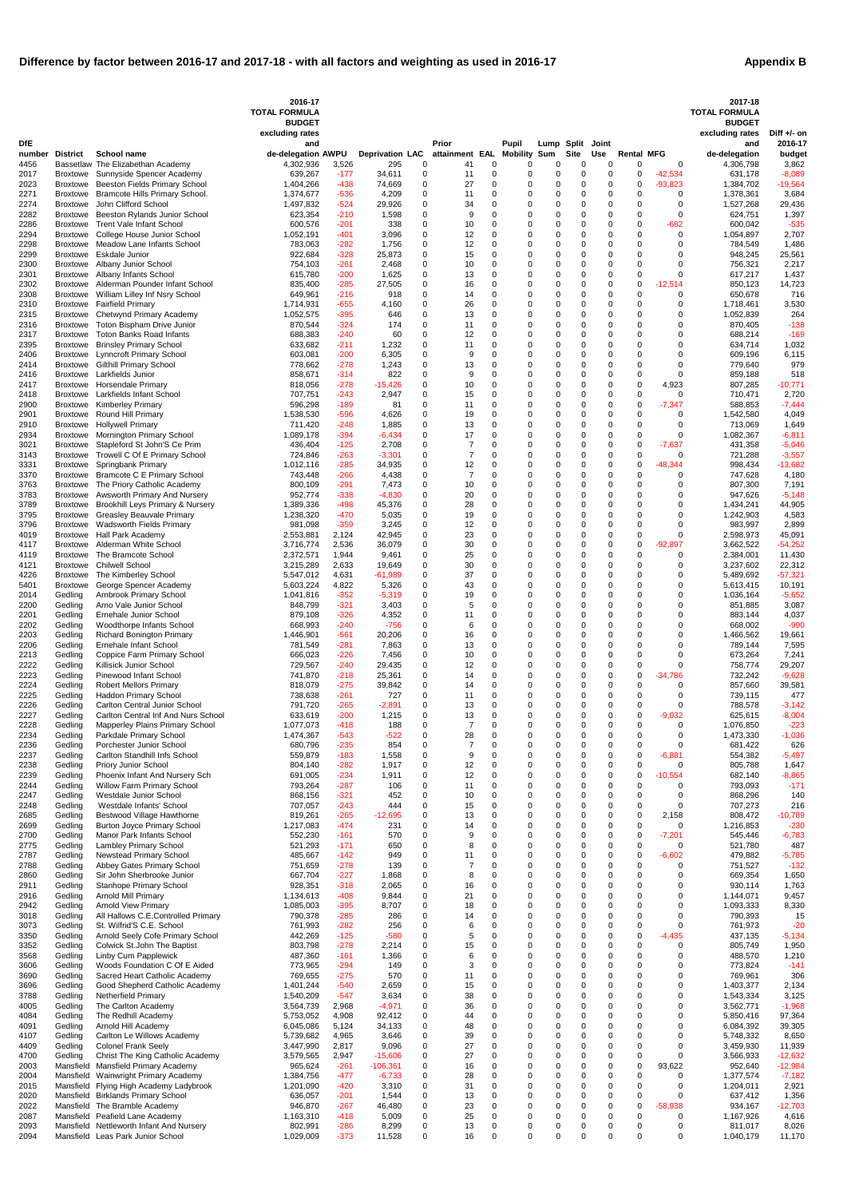# Difference by factor between 2016-17 and 2017-18 - with all factors and weighting as used in 2016-17

**Appendix B**

| DfE number | District | School name | 2016-17 TOTAL FORMULA BUDGET excluding rates and de-delegation | AWPU | Deprivation | LAC | Prior attainment | EAL | Pupil Mobility | Lump Sum | Split Site | Joint Use | Rental | MFG | 2017-18 TOTAL FORMULA BUDGET excluding rates and de-delegation | Diff +/- on 2016-17 budget |
|---|---|---|---|---|---|---|---|---|---|---|---|---|---|---|---|---|
| 4456 | Bassetlaw | The Elizabethan Academy | 4,302,936 | 3,526 | 295 | 0 | 41 | 0 | 0 | 0 | 0 | 0 | 0 | 0 | 4,306,798 | 3,862 |
| 2017 | Broxtowe | Sunnyside Spencer Academy | 639,267 | -177 | 34,611 | 0 | 11 | 0 | 0 | 0 | 0 | 0 | 0 | -42,534 | 631,178 | -8,089 |
| 2023 | Broxtowe | Beeston Fields Primary School | 1,404,266 | -438 | 74,669 | 0 | 27 | 0 | 0 | 0 | 0 | 0 | 0 | -93,823 | 1,384,702 | -19,564 |
| 2271 | Broxtowe | Bramcote Hills Primary School. | 1,374,677 | -536 | 4,209 | 0 | 11 | 0 | 0 | 0 | 0 | 0 | 0 | 0 | 1,378,361 | 3,684 |
| 2274 | Broxtowe | John Clifford School | 1,497,832 | -524 | 29,926 | 0 | 34 | 0 | 0 | 0 | 0 | 0 | 0 | 0 | 1,527,268 | 29,436 |
| 2282 | Broxtowe | Beeston Rylands Junior School | 623,354 | -210 | 1,598 | 0 | 9 | 0 | 0 | 0 | 0 | 0 | 0 | 0 | 624,751 | 1,397 |
| 2286 | Broxtowe | Trent Vale Infant School | 600,576 | -201 | 338 | 0 | 10 | 0 | 0 | 0 | 0 | 0 | 0 | -682 | 600,042 | -535 |
| 2294 | Broxtowe | College House Junior School | 1,052,191 | -401 | 3,096 | 0 | 12 | 0 | 0 | 0 | 0 | 0 | 0 | 0 | 1,054,897 | 2,707 |
| 2298 | Broxtowe | Meadow Lane Infants School | 783,063 | -282 | 1,756 | 0 | 12 | 0 | 0 | 0 | 0 | 0 | 0 | 0 | 784,549 | 1,486 |
| 2299 | Broxtowe | Eskdale Junior | 922,684 | -328 | 25,873 | 0 | 15 | 0 | 0 | 0 | 0 | 0 | 0 | 0 | 948,245 | 25,561 |
| 2300 | Broxtowe | Albany Junior School | 754,103 | -261 | 2,468 | 0 | 10 | 0 | 0 | 0 | 0 | 0 | 0 | 0 | 756,321 | 2,217 |
| 2301 | Broxtowe | Albany Infants School | 615,780 | -200 | 1,625 | 0 | 13 | 0 | 0 | 0 | 0 | 0 | 0 | 0 | 617,217 | 1,437 |
| 2302 | Broxtowe | Alderman Pounder Infant School | 835,400 | -285 | 27,505 | 0 | 16 | 0 | 0 | 0 | 0 | 0 | 0 | -12,514 | 850,123 | 14,723 |
| 2308 | Broxtowe | William Lilley Inf Nsry School | 649,961 | -216 | 918 | 0 | 14 | 0 | 0 | 0 | 0 | 0 | 0 | 0 | 650,678 | 716 |
| 2310 | Broxtowe | Fairfield Primary | 1,714,931 | -655 | 4,160 | 0 | 26 | 0 | 0 | 0 | 0 | 0 | 0 | 0 | 1,718,461 | 3,530 |
| 2315 | Broxtowe | Chetwynd Primary Academy | 1,052,575 | -395 | 646 | 0 | 13 | 0 | 0 | 0 | 0 | 0 | 0 | 0 | 1,052,839 | 264 |
| 2316 | Broxtowe | Toton Bispham Drive Junior | 870,544 | -324 | 174 | 0 | 11 | 0 | 0 | 0 | 0 | 0 | 0 | 0 | 870,405 | -138 |
| 2317 | Broxtowe | Toton Banks Road Infants | 688,383 | -240 | 60 | 0 | 12 | 0 | 0 | 0 | 0 | 0 | 0 | 0 | 688,214 | -169 |
| 2395 | Broxtowe | Brinsley Primary School | 633,682 | -211 | 1,232 | 0 | 11 | 0 | 0 | 0 | 0 | 0 | 0 | 0 | 634,714 | 1,032 |
| 2406 | Broxtowe | Lynncroft Primary School | 603,081 | -200 | 6,305 | 0 | 9 | 0 | 0 | 0 | 0 | 0 | 0 | 0 | 609,196 | 6,115 |
| 2414 | Broxtowe | Gilthill Primary School | 778,662 | -278 | 1,243 | 0 | 13 | 0 | 0 | 0 | 0 | 0 | 0 | 0 | 779,640 | 979 |
| 2416 | Broxtowe | Larkfields Junior | 858,671 | -314 | 822 | 0 | 9 | 0 | 0 | 0 | 0 | 0 | 0 | 0 | 859,188 | 518 |
| 2417 | Broxtowe | Horsendale Primary | 818,056 | -278 | -15,426 | 0 | 10 | 0 | 0 | 0 | 0 | 0 | 0 | 4,923 | 807,285 | -10,771 |
| 2418 | Broxtowe | Larkfields Infant School | 707,751 | -243 | 2,947 | 0 | 15 | 0 | 0 | 0 | 0 | 0 | 0 | 0 | 710,471 | 2,720 |
| 2900 | Broxtowe | Kimberley Primary | 596,298 | -189 | 81 | 0 | 11 | 0 | 0 | 0 | 0 | 0 | 0 | -7,347 | 588,853 | -7,444 |
| 2901 | Broxtowe | Round Hill Primary | 1,538,530 | -596 | 4,626 | 0 | 19 | 0 | 0 | 0 | 0 | 0 | 0 | 0 | 1,542,580 | 4,049 |
| 2910 | Broxtowe | Hollywell Primary | 711,420 | -248 | 1,885 | 0 | 13 | 0 | 0 | 0 | 0 | 0 | 0 | 0 | 713,069 | 1,649 |
| 2934 | Broxtowe | Mornington Primary School | 1,089,178 | -394 | -6,434 | 0 | 17 | 0 | 0 | 0 | 0 | 0 | 0 | 0 | 1,082,367 | -6,811 |
| 3021 | Broxtowe | Stapleford St John'S Ce Prim | 436,404 | -125 | 2,708 | 0 | 7 | 0 | 0 | 0 | 0 | 0 | 0 | -7,637 | 431,358 | -5,046 |
| 3143 | Broxtowe | Trowell C Of E Primary School | 724,846 | -263 | -3,301 | 0 | 7 | 0 | 0 | 0 | 0 | 0 | 0 | 0 | 721,288 | -3,557 |
| 3331 | Broxtowe | Springbank Primary | 1,012,116 | -285 | 34,935 | 0 | 12 | 0 | 0 | 0 | 0 | 0 | 0 | -48,344 | 998,434 | -13,682 |
| 3370 | Broxtowe | Bramcote C E Primary School | 743,448 | -266 | 4,438 | 0 | 7 | 0 | 0 | 0 | 0 | 0 | 0 | 0 | 747,628 | 4,180 |
| 3763 | Broxtowe | The Priory Catholic Academy | 800,109 | -291 | 7,473 | 0 | 10 | 0 | 0 | 0 | 0 | 0 | 0 | 0 | 807,300 | 7,191 |
| 3783 | Broxtowe | Awsworth Primary And Nursery | 952,774 | -338 | -4,830 | 0 | 20 | 0 | 0 | 0 | 0 | 0 | 0 | 0 | 947,626 | -5,148 |
| 3789 | Broxtowe | Brookhill Leys Primary & Nursery | 1,389,336 | -498 | 45,376 | 0 | 28 | 0 | 0 | 0 | 0 | 0 | 0 | 0 | 1,434,241 | 44,905 |
| 3795 | Broxtowe | Greasley Beauvale Primary | 1,238,320 | -470 | 5,035 | 0 | 19 | 0 | 0 | 0 | 0 | 0 | 0 | 0 | 1,242,903 | 4,583 |
| 3796 | Broxtowe | Wadsworth Fields Primary | 981,098 | -359 | 3,245 | 0 | 12 | 0 | 0 | 0 | 0 | 0 | 0 | 0 | 983,997 | 2,899 |
| 4019 | Broxtowe | Hall Park Academy | 2,553,881 | 2,124 | 42,945 | 0 | 23 | 0 | 0 | 0 | 0 | 0 | 0 | 0 | 2,598,973 | 45,091 |
| 4117 | Broxtowe | Alderman White School | 3,716,774 | 2,536 | 36,079 | 0 | 30 | 0 | 0 | 0 | 0 | 0 | 0 | -92,897 | 3,662,522 | -54,252 |
| 4119 | Broxtowe | The Bramcote School | 2,372,571 | 1,944 | 9,461 | 0 | 25 | 0 | 0 | 0 | 0 | 0 | 0 | 0 | 2,384,001 | 11,430 |
| 4121 | Broxtowe | Chilwell School | 3,215,289 | 2,633 | 19,649 | 0 | 30 | 0 | 0 | 0 | 0 | 0 | 0 | 0 | 3,237,602 | 22,312 |
| 4226 | Broxtowe | The Kimberley School | 5,547,012 | 4,631 | -61,989 | 0 | 37 | 0 | 0 | 0 | 0 | 0 | 0 | 0 | 5,489,692 | -57,321 |
| 5401 | Broxtowe | George Spencer Academy | 5,603,224 | 4,822 | 5,326 | 0 | 43 | 0 | 0 | 0 | 0 | 0 | 0 | 0 | 5,613,415 | 10,191 |
| 2014 | Gedling | Arnbrook Primary School | 1,041,816 | -352 | -5,319 | 0 | 19 | 0 | 0 | 0 | 0 | 0 | 0 | 0 | 1,036,164 | -5,652 |
| 2200 | Gedling | Arno Vale Junior School | 848,799 | -321 | 3,403 | 0 | 5 | 0 | 0 | 0 | 0 | 0 | 0 | 0 | 851,885 | 3,087 |
| 2201 | Gedling | Ernehale Junior School | 879,108 | -326 | 4,352 | 0 | 11 | 0 | 0 | 0 | 0 | 0 | 0 | 0 | 883,144 | 4,037 |
| 2202 | Gedling | Woodthorpe Infants School | 668,993 | -240 | -756 | 0 | 6 | 0 | 0 | 0 | 0 | 0 | 0 | 0 | 668,002 | -990 |
| 2203 | Gedling | Richard Bonington Primary | 1,446,901 | -561 | 20,206 | 0 | 16 | 0 | 0 | 0 | 0 | 0 | 0 | 0 | 1,466,562 | 19,661 |
| 2206 | Gedling | Ernehale Infant School | 781,549 | -281 | 7,863 | 0 | 13 | 0 | 0 | 0 | 0 | 0 | 0 | 0 | 789,144 | 7,595 |
| 2213 | Gedling | Coppice Farm Primary School | 666,023 | -226 | 7,456 | 0 | 10 | 0 | 0 | 0 | 0 | 0 | 0 | 0 | 673,264 | 7,241 |
| 2222 | Gedling | Killisick Junior School | 729,567 | -240 | 29,435 | 0 | 12 | 0 | 0 | 0 | 0 | 0 | 0 | 0 | 758,774 | 29,207 |
| 2223 | Gedling | Pinewood Infant School | 741,870 | -218 | 25,361 | 0 | 14 | 0 | 0 | 0 | 0 | 0 | 0 | -34,786 | 732,242 | -9,628 |
| 2224 | Gedling | Robert Mellors Primary | 818,079 | -275 | 39,842 | 0 | 14 | 0 | 0 | 0 | 0 | 0 | 0 | 0 | 857,660 | 39,581 |
| 2225 | Gedling | Haddon Primary School | 738,638 | -261 | 727 | 0 | 11 | 0 | 0 | 0 | 0 | 0 | 0 | 0 | 739,115 | 477 |
| 2226 | Gedling | Carlton Central Junior School | 791,720 | -265 | -2,891 | 0 | 13 | 0 | 0 | 0 | 0 | 0 | 0 | 0 | 788,578 | -3,142 |
| 2227 | Gedling | Carlton Central Inf And Nurs School | 633,619 | -200 | 1,215 | 0 | 13 | 0 | 0 | 0 | 0 | 0 | 0 | -9,032 | 625,615 | -8,004 |
| 2228 | Gedling | Mapperley Plains Primary School | 1,077,073 | -418 | 188 | 0 | 7 | 0 | 0 | 0 | 0 | 0 | 0 | 0 | 1,076,850 | -223 |
| 2234 | Gedling | Parkdale Primary School | 1,474,367 | -543 | -522 | 0 | 28 | 0 | 0 | 0 | 0 | 0 | 0 | 0 | 1,473,330 | -1,036 |
| 2236 | Gedling | Porchester Junior School | 680,796 | -235 | 854 | 0 | 7 | 0 | 0 | 0 | 0 | 0 | 0 | 0 | 681,422 | 626 |
| 2237 | Gedling | Carlton Standhill Infs School | 559,879 | -183 | 1,558 | 0 | 9 | 0 | 0 | 0 | 0 | 0 | 0 | -6,881 | 554,382 | -5,497 |
| 2238 | Gedling | Priory Junior School | 804,140 | -282 | 1,917 | 0 | 12 | 0 | 0 | 0 | 0 | 0 | 0 | 0 | 805,788 | 1,647 |
| 2239 | Gedling | Phoenix Infant And Nursery Sch | 691,005 | -234 | 1,911 | 0 | 12 | 0 | 0 | 0 | 0 | 0 | 0 | -10,554 | 682,140 | -8,865 |
| 2244 | Gedling | Willow Farm Primary School | 793,264 | -287 | 106 | 0 | 11 | 0 | 0 | 0 | 0 | 0 | 0 | 0 | 793,093 | -171 |
| 2247 | Gedling | Westdale Junior School | 868,156 | -321 | 452 | 0 | 10 | 0 | 0 | 0 | 0 | 0 | 0 | 0 | 868,296 | 140 |
| 2248 | Gedling | Westdale Infants' School | 707,057 | -243 | 444 | 0 | 15 | 0 | 0 | 0 | 0 | 0 | 0 | 0 | 707,273 | 216 |
| 2685 | Gedling | Bestwood Village Hawthorne | 819,261 | -265 | -12,695 | 0 | 13 | 0 | 0 | 0 | 0 | 0 | 0 | 2,158 | 808,472 | -10,789 |
| 2699 | Gedling | Burton Joyce Primary School | 1,217,083 | -474 | 231 | 0 | 14 | 0 | 0 | 0 | 0 | 0 | 0 | 0 | 1,216,853 | -230 |
| 2700 | Gedling | Manor Park Infants School | 552,230 | -161 | 570 | 0 | 9 | 0 | 0 | 0 | 0 | 0 | 0 | -7,201 | 545,446 | -6,783 |
| 2775 | Gedling | Lambley Primary School | 521,293 | -171 | 650 | 0 | 8 | 0 | 0 | 0 | 0 | 0 | 0 | 0 | 521,780 | 487 |
| 2787 | Gedling | Newstead Primary School | 485,667 | -142 | 949 | 0 | 11 | 0 | 0 | 0 | 0 | 0 | 0 | -6,602 | 479,882 | -5,785 |
| 2788 | Gedling | Abbey Gates Primary School | 751,659 | -278 | 139 | 0 | 7 | 0 | 0 | 0 | 0 | 0 | 0 | 0 | 751,527 | -132 |
| 2860 | Gedling | Sir John Sherbrooke Junior | 667,704 | -227 | 1,868 | 0 | 8 | 0 | 0 | 0 | 0 | 0 | 0 | 0 | 669,354 | 1,650 |
| 2911 | Gedling | Stanhope Primary School | 928,351 | -318 | 2,065 | 0 | 16 | 0 | 0 | 0 | 0 | 0 | 0 | 0 | 930,114 | 1,763 |
| 2916 | Gedling | Arnold Mill Primary | 1,134,613 | -408 | 9,844 | 0 | 21 | 0 | 0 | 0 | 0 | 0 | 0 | 0 | 1,144,071 | 9,457 |
| 2942 | Gedling | Arnold View Primary | 1,085,003 | -395 | 8,707 | 0 | 18 | 0 | 0 | 0 | 0 | 0 | 0 | 0 | 1,093,333 | 8,330 |
| 3018 | Gedling | All Hallows C.E.Controlled Primary | 790,378 | -285 | 286 | 0 | 14 | 0 | 0 | 0 | 0 | 0 | 0 | 0 | 790,393 | 15 |
| 3073 | Gedling | St. Wilfrid'S C.E. School | 761,993 | -282 | 256 | 0 | 6 | 0 | 0 | 0 | 0 | 0 | 0 | 0 | 761,973 | -20 |
| 3350 | Gedling | Arnold Seely Cofe Primary School | 442,269 | -125 | -580 | 0 | 5 | 0 | 0 | 0 | 0 | 0 | 0 | -4,435 | 437,135 | -5,134 |
| 3352 | Gedling | Colwick St.John The Baptist | 803,798 | -278 | 2,214 | 0 | 15 | 0 | 0 | 0 | 0 | 0 | 0 | 0 | 805,749 | 1,950 |
| 3568 | Gedling | Linby Cum Papplewick | 487,360 | -161 | 1,366 | 0 | 6 | 0 | 0 | 0 | 0 | 0 | 0 | 0 | 488,570 | 1,210 |
| 3606 | Gedling | Woods Foundation C Of E Aided | 773,965 | -294 | 149 | 0 | 3 | 0 | 0 | 0 | 0 | 0 | 0 | 0 | 773,824 | -141 |
| 3690 | Gedling | Sacred Heart Catholic Academy | 769,655 | -275 | 570 | 0 | 11 | 0 | 0 | 0 | 0 | 0 | 0 | 0 | 769,961 | 306 |
| 3696 | Gedling | Good Shepherd Catholic Academy | 1,401,244 | -540 | 2,659 | 0 | 15 | 0 | 0 | 0 | 0 | 0 | 0 | 0 | 1,403,377 | 2,134 |
| 3788 | Gedling | Netherfield Primary | 1,540,209 | -547 | 3,634 | 0 | 38 | 0 | 0 | 0 | 0 | 0 | 0 | 0 | 1,543,334 | 3,125 |
| 4005 | Gedling | The Carlton Academy | 3,564,739 | 2,968 | -4,971 | 0 | 36 | 0 | 0 | 0 | 0 | 0 | 0 | 0 | 3,562,771 | -1,968 |
| 4084 | Gedling | The Redhill Academy | 5,753,052 | 4,908 | 92,412 | 0 | 44 | 0 | 0 | 0 | 0 | 0 | 0 | 0 | 5,850,416 | 97,364 |
| 4091 | Gedling | Arnold Hill Academy | 6,045,086 | 5,124 | 34,133 | 0 | 48 | 0 | 0 | 0 | 0 | 0 | 0 | 0 | 6,084,392 | 39,305 |
| 4107 | Gedling | Carlton Le Willows Academy | 5,739,682 | 4,965 | 3,646 | 0 | 39 | 0 | 0 | 0 | 0 | 0 | 0 | 0 | 5,748,332 | 8,650 |
| 4409 | Gedling | Colonel Frank Seely | 3,447,990 | 2,817 | 9,096 | 0 | 27 | 0 | 0 | 0 | 0 | 0 | 0 | 0 | 3,459,930 | 11,939 |
| 4700 | Gedling | Christ The King Catholic Academy | 3,579,565 | 2,947 | -15,606 | 0 | 27 | 0 | 0 | 0 | 0 | 0 | 0 | 0 | 3,566,933 | -12,632 |
| 2003 | Mansfield | Mansfield Primary Academy | 965,624 | -261 | -106,361 | 0 | 16 | 0 | 0 | 0 | 0 | 0 | 0 | 93,622 | 952,640 | -12,984 |
| 2004 | Mansfield | Wainwright Primary Academy | 1,384,756 | -477 | -6,733 | 0 | 28 | 0 | 0 | 0 | 0 | 0 | 0 | 0 | 1,377,574 | -7,182 |
| 2015 | Mansfield | Flying High Academy Ladybrook | 1,201,090 | -420 | 3,310 | 0 | 31 | 0 | 0 | 0 | 0 | 0 | 0 | 0 | 1,204,011 | 2,921 |
| 2020 | Mansfield | Birklands Primary School | 636,057 | -201 | 1,544 | 0 | 13 | 0 | 0 | 0 | 0 | 0 | 0 | 0 | 637,412 | 1,356 |
| 2022 | Mansfield | The Bramble Academy | 946,870 | -267 | 46,480 | 0 | 23 | 0 | 0 | 0 | 0 | 0 | 0 | -58,938 | 934,167 | -12,703 |
| 2087 | Mansfield | Peafield Lane Academy | 1,163,310 | -418 | 5,009 | 0 | 25 | 0 | 0 | 0 | 0 | 0 | 0 | 0 | 1,167,926 | 4,616 |
| 2093 | Mansfield | Nettleworth Infant And Nursery | 802,991 | -286 | 8,299 | 0 | 13 | 0 | 0 | 0 | 0 | 0 | 0 | 0 | 811,017 | 8,026 |
| 2094 | Mansfield | Leas Park Junior School | 1,029,009 | -373 | 11,528 | 0 | 16 | 0 | 0 | 0 | 0 | 0 | 0 | 0 | 1,040,179 | 11,170 |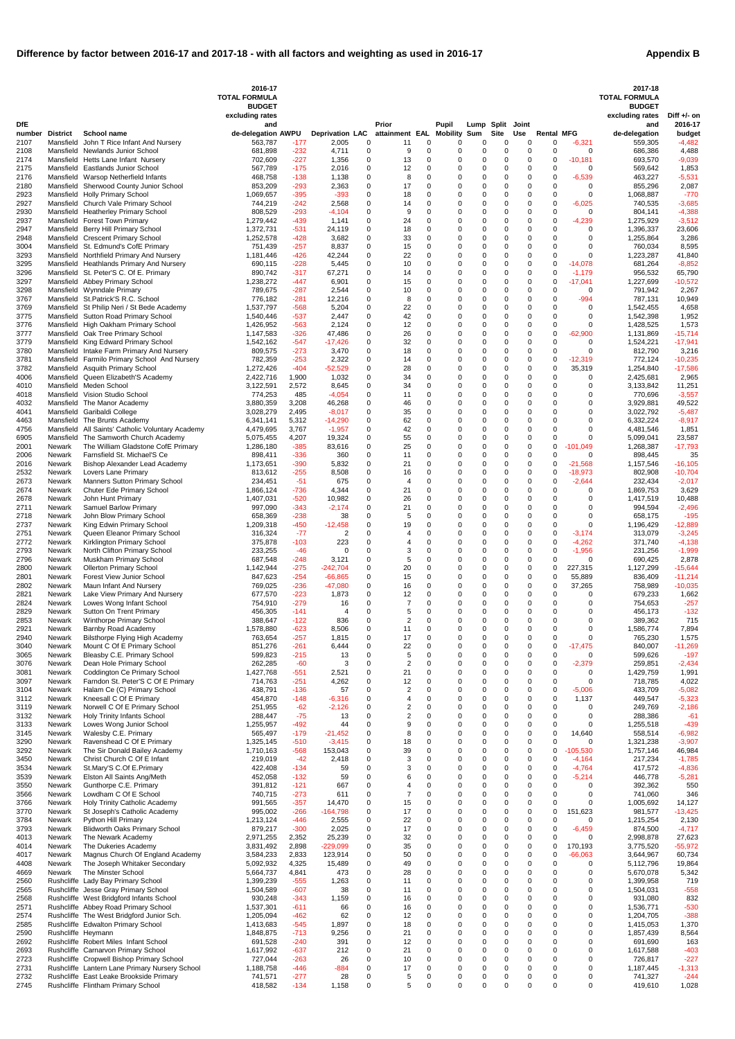# Difference by factor between 2016-17 and 2017-18 - with all factors and weighting as used in 2016-17

**Appendix B**

| DfE number | District | School name | 2016-17 TOTAL FORMULA BUDGET excluding rates and de-delegation | AWPU | Deprivation | LAC | Prior attainment | EAL | Pupil Mobility | Lump Sum | Split Site | Joint Use | Rental | MFG | 2017-18 TOTAL FORMULA BUDGET excluding rates and de-delegation | Diff +/- on 2016-17 budget |
|---|---|---|---|---|---|---|---|---|---|---|---|---|---|---|---|---|
| 2107 | Mansfield | John T Rice Infant And Nursery | 563,787 | -177 | 2,005 | 0 | 11 | 0 | 0 | 0 | 0 | 0 | 0 | -6,321 | 559,305 | -4,482 |
| 2108 | Mansfield | Newlands Junior School | 681,898 | -232 | 4,711 | 0 | 9 | 0 | 0 | 0 | 0 | 0 | 0 | 0 | 686,386 | 4,488 |
| 2174 | Mansfield | Hetts Lane Infant Nursery | 702,609 | -227 | 1,356 | 0 | 13 | 0 | 0 | 0 | 0 | 0 | 0 | -10,181 | 693,570 | -9,039 |
| 2175 | Mansfield | Eastlands Junior School | 567,789 | -175 | 2,016 | 0 | 12 | 0 | 0 | 0 | 0 | 0 | 0 | 0 | 569,642 | 1,853 |
| 2176 | Mansfield | Warsop Netherfield Infants | 468,758 | -138 | 1,138 | 0 | 8 | 0 | 0 | 0 | 0 | 0 | 0 | -6,539 | 463,227 | -5,531 |
| 2180 | Mansfield | Sherwood County Junior School | 853,209 | -293 | 2,363 | 0 | 17 | 0 | 0 | 0 | 0 | 0 | 0 | 0 | 855,296 | 2,087 |
| 2923 | Mansfield | Holly Primary School | 1,069,657 | -395 | -393 | 0 | 18 | 0 | 0 | 0 | 0 | 0 | 0 | 0 | 1,068,887 | -770 |
| 2927 | Mansfield | Church Vale Primary School | 744,219 | -242 | 2,568 | 0 | 14 | 0 | 0 | 0 | 0 | 0 | 0 | -6,025 | 740,535 | -3,685 |
| 2930 | Mansfield | Heatherley Primary School | 808,529 | -293 | -4,104 | 0 | 9 | 0 | 0 | 0 | 0 | 0 | 0 | 0 | 804,141 | -4,388 |
| 2937 | Mansfield | Forest Town Primary | 1,279,442 | -439 | 1,141 | 0 | 24 | 0 | 0 | 0 | 0 | 0 | 0 | -4,239 | 1,275,929 | -3,512 |
| 2947 | Mansfield | Berry Hill Primary School | 1,372,731 | -531 | 24,119 | 0 | 18 | 0 | 0 | 0 | 0 | 0 | 0 | 0 | 1,396,337 | 23,606 |
| 2948 | Mansfield | Crescent Primary School | 1,252,578 | -428 | 3,682 | 0 | 33 | 0 | 0 | 0 | 0 | 0 | 0 | 0 | 1,255,864 | 3,286 |
| 3004 | Mansfield | St. Edmund's CofE Primary | 751,439 | -257 | 8,837 | 0 | 15 | 0 | 0 | 0 | 0 | 0 | 0 | 0 | 760,034 | 8,595 |
| 3293 | Mansfield | Northfield Primary And Nursery | 1,181,446 | -426 | 42,244 | 0 | 22 | 0 | 0 | 0 | 0 | 0 | 0 | 0 | 1,223,287 | 41,840 |
| 3295 | Mansfield | Heathlands Primary And Nursery | 690,115 | -228 | 5,445 | 0 | 10 | 0 | 0 | 0 | 0 | 0 | 0 | -14,078 | 681,264 | -8,852 |
| 3296 | Mansfield | St. Peter'S C. Of E. Primary | 890,742 | -317 | 67,271 | 0 | 14 | 0 | 0 | 0 | 0 | 0 | 0 | -1,179 | 956,532 | 65,790 |
| 3297 | Mansfield | Abbey Primary School | 1,238,272 | -447 | 6,901 | 0 | 15 | 0 | 0 | 0 | 0 | 0 | 0 | -17,041 | 1,227,699 | -10,572 |
| 3298 | Mansfield | Wynndale Primary | 789,675 | -287 | 2,544 | 0 | 10 | 0 | 0 | 0 | 0 | 0 | 0 | 0 | 791,942 | 2,267 |
| 3767 | Mansfield | St.Patrick'S R.C. School | 776,182 | -281 | 12,216 | 0 | 8 | 0 | 0 | 0 | 0 | 0 | 0 | -994 | 787,131 | 10,949 |
| 3769 | Mansfield | St Philip Neri / St Bede Academy | 1,537,797 | -568 | 5,204 | 0 | 22 | 0 | 0 | 0 | 0 | 0 | 0 | 0 | 1,542,455 | 4,658 |
| 3775 | Mansfield | Sutton Road Primary School | 1,540,446 | -537 | 2,447 | 0 | 42 | 0 | 0 | 0 | 0 | 0 | 0 | 0 | 1,542,398 | 1,952 |
| 3776 | Mansfield | High Oakham Primary School | 1,426,952 | -563 | 2,124 | 0 | 12 | 0 | 0 | 0 | 0 | 0 | 0 | 0 | 1,428,525 | 1,573 |
| 3777 | Mansfield | Oak Tree Primary School | 1,147,583 | -326 | 47,486 | 0 | 26 | 0 | 0 | 0 | 0 | 0 | 0 | -62,900 | 1,131,869 | -15,714 |
| 3779 | Mansfield | King Edward Primary School | 1,542,162 | -547 | -17,426 | 0 | 32 | 0 | 0 | 0 | 0 | 0 | 0 | 0 | 1,524,221 | -17,941 |
| 3780 | Mansfield | Intake Farm Primary And Nursery | 809,575 | -273 | 3,470 | 0 | 18 | 0 | 0 | 0 | 0 | 0 | 0 | 0 | 812,790 | 3,216 |
| 3781 | Mansfield | Farmilo Primary School And Nursery | 782,359 | -253 | 2,322 | 0 | 14 | 0 | 0 | 0 | 0 | 0 | 0 | -12,319 | 772,124 | -10,235 |
| 3782 | Mansfield | Asquith Primary School | 1,272,426 | -404 | -52,529 | 0 | 28 | 0 | 0 | 0 | 0 | 0 | 0 | 35,319 | 1,254,840 | -17,586 |
| 4006 | Mansfield | Queen Elizabeth'S Academy | 2,422,716 | 1,900 | 1,032 | 0 | 34 | 0 | 0 | 0 | 0 | 0 | 0 | 0 | 2,425,681 | 2,965 |
| 4010 | Mansfield | Meden School | 3,122,591 | 2,572 | 8,645 | 0 | 34 | 0 | 0 | 0 | 0 | 0 | 0 | 0 | 3,133,842 | 11,251 |
| 4018 | Mansfield | Vision Studio School | 774,253 | 485 | -4,054 | 0 | 11 | 0 | 0 | 0 | 0 | 0 | 0 | 0 | 770,696 | -3,557 |
| 4032 | Mansfield | The Manor Academy | 3,880,359 | 3,208 | 46,268 | 0 | 46 | 0 | 0 | 0 | 0 | 0 | 0 | 0 | 3,929,881 | 49,522 |
| 4041 | Mansfield | Garibaldi College | 3,028,279 | 2,495 | -8,017 | 0 | 35 | 0 | 0 | 0 | 0 | 0 | 0 | 0 | 3,022,792 | -5,487 |
| 4463 | Mansfield | The Brunts Academy | 6,341,141 | 5,312 | -14,290 | 0 | 62 | 0 | 0 | 0 | 0 | 0 | 0 | 0 | 6,332,224 | -8,917 |
| 4756 | Mansfield | All Saints' Catholic Voluntary Academy | 4,479,695 | 3,767 | -1,957 | 0 | 42 | 0 | 0 | 0 | 0 | 0 | 0 | 0 | 4,481,546 | 1,851 |
| 6905 | Mansfield | The Samworth Church Academy | 5,075,455 | 4,207 | 19,324 | 0 | 55 | 0 | 0 | 0 | 0 | 0 | 0 | 0 | 5,099,041 | 23,587 |
| 2001 | Newark | The William Gladstone CofE Primary | 1,286,180 | -385 | 83,616 | 0 | 25 | 0 | 0 | 0 | 0 | 0 | 0 | -101,049 | 1,268,387 | -17,793 |
| 2006 | Newark | Farnsfield St. Michael'S Ce | 898,411 | -336 | 360 | 0 | 11 | 0 | 0 | 0 | 0 | 0 | 0 | 0 | 898,445 | 35 |
| 2016 | Newark | Bishop Alexander Lead Academy | 1,173,651 | -390 | 5,832 | 0 | 21 | 0 | 0 | 0 | 0 | 0 | 0 | -21,568 | 1,157,546 | -16,105 |
| 2532 | Newark | Lovers Lane Primary | 813,612 | -255 | 8,508 | 0 | 16 | 0 | 0 | 0 | 0 | 0 | 0 | -18,973 | 802,908 | -10,704 |
| 2673 | Newark | Manners Sutton Primary School | 234,451 | -51 | 675 | 0 | 4 | 0 | 0 | 0 | 0 | 0 | 0 | -2,644 | 232,434 | -2,017 |
| 2674 | Newark | Chuter Ede Primary School | 1,866,124 | -736 | 4,344 | 0 | 21 | 0 | 0 | 0 | 0 | 0 | 0 | 0 | 1,869,753 | 3,629 |
| 2678 | Newark | John Hunt Primary | 1,407,031 | -520 | 10,982 | 0 | 26 | 0 | 0 | 0 | 0 | 0 | 0 | 0 | 1,417,519 | 10,488 |
| 2711 | Newark | Samuel Barlow Primary | 997,090 | -343 | -2,174 | 0 | 21 | 0 | 0 | 0 | 0 | 0 | 0 | 0 | 994,594 | -2,496 |
| 2718 | Newark | John Blow Primary School | 658,369 | -238 | 38 | 0 | 5 | 0 | 0 | 0 | 0 | 0 | 0 | 0 | 658,175 | -195 |
| 2737 | Newark | King Edwin Primary School | 1,209,318 | -450 | -12,458 | 0 | 19 | 0 | 0 | 0 | 0 | 0 | 0 | 0 | 1,196,429 | -12,889 |
| 2751 | Newark | Queen Eleanor Primary School | 316,324 | -77 | 2 | 0 | 4 | 0 | 0 | 0 | 0 | 0 | 0 | -3,174 | 313,079 | -3,245 |
| 2772 | Newark | Kirklington Primary School | 375,878 | -103 | 223 | 0 | 4 | 0 | 0 | 0 | 0 | 0 | 0 | -4,262 | 371,740 | -4,138 |
| 2793 | Newark | North Clifton Primary School | 233,255 | -46 | 0 | 0 | 3 | 0 | 0 | 0 | 0 | 0 | 0 | -1,956 | 231,256 | -1,999 |
| 2796 | Newark | Muskham Primary School | 687,548 | -248 | 3,121 | 0 | 5 | 0 | 0 | 0 | 0 | 0 | 0 | 0 | 690,425 | 2,878 |
| 2800 | Newark | Ollerton Primary School | 1,142,944 | -275 | -242,704 | 0 | 20 | 0 | 0 | 0 | 0 | 0 | 0 | 227,315 | 1,127,299 | -15,644 |
| 2801 | Newark | Forest View Junior School | 847,623 | -254 | -66,865 | 0 | 15 | 0 | 0 | 0 | 0 | 0 | 0 | 55,889 | 836,409 | -11,214 |
| 2802 | Newark | Maun Infant And Nursery | 769,025 | -236 | -47,080 | 0 | 16 | 0 | 0 | 0 | 0 | 0 | 0 | 37,265 | 758,989 | -10,035 |
| 2821 | Newark | Lake View Primary And Nursery | 677,570 | -223 | 1,873 | 0 | 12 | 0 | 0 | 0 | 0 | 0 | 0 | 0 | 679,233 | 1,662 |
| 2824 | Newark | Lowes Wong Infant School | 754,910 | -279 | 16 | 0 | 7 | 0 | 0 | 0 | 0 | 0 | 0 | 0 | 754,653 | -257 |
| 2829 | Newark | Sutton On Trent Primary | 456,305 | -141 | 4 | 0 | 5 | 0 | 0 | 0 | 0 | 0 | 0 | 0 | 456,173 | -132 |
| 2853 | Newark | Winthorpe Primary School | 388,647 | -122 | 836 | 0 | 2 | 0 | 0 | 0 | 0 | 0 | 0 | 0 | 389,362 | 715 |
| 2921 | Newark | Barnby Road Academy | 1,578,880 | -623 | 8,506 | 0 | 11 | 0 | 0 | 0 | 0 | 0 | 0 | 0 | 1,586,774 | 7,894 |
| 2940 | Newark | Bilsthorpe Flying High Academy | 763,654 | -257 | 1,815 | 0 | 17 | 0 | 0 | 0 | 0 | 0 | 0 | 0 | 765,230 | 1,575 |
| 3040 | Newark | Mount C Of E Primary School | 851,276 | -261 | 6,444 | 0 | 22 | 0 | 0 | 0 | 0 | 0 | 0 | -17,475 | 840,007 | -11,269 |
| 3065 | Newark | Bleasby C.E. Primary School | 599,823 | -215 | 13 | 0 | 5 | 0 | 0 | 0 | 0 | 0 | 0 | 0 | 599,626 | -197 |
| 3076 | Newark | Dean Hole Primary School | 262,285 | -60 | 3 | 0 | 2 | 0 | 0 | 0 | 0 | 0 | 0 | -2,379 | 259,851 | -2,434 |
| 3081 | Newark | Coddington Ce Primary School | 1,427,768 | -551 | 2,521 | 0 | 21 | 0 | 0 | 0 | 0 | 0 | 0 | 0 | 1,429,759 | 1,991 |
| 3097 | Newark | Farndon St. Peter'S C Of E Primary | 714,763 | -251 | 4,262 | 0 | 12 | 0 | 0 | 0 | 0 | 0 | 0 | 0 | 718,785 | 4,022 |
| 3104 | Newark | Halam Ce (C) Primary School | 438,791 | -136 | 57 | 0 | 2 | 0 | 0 | 0 | 0 | 0 | 0 | -5,006 | 433,709 | -5,082 |
| 3112 | Newark | Kneesall C Of E Primary | 454,870 | -148 | -6,316 | 0 | 4 | 0 | 0 | 0 | 0 | 0 | 0 | 1,137 | 449,547 | -5,323 |
| 3119 | Newark | Norwell C Of E Primary School | 251,955 | -62 | -2,126 | 0 | 2 | 0 | 0 | 0 | 0 | 0 | 0 | 0 | 249,769 | -2,186 |
| 3132 | Newark | Holy Trinity Infants School | 288,447 | -75 | 13 | 0 | 2 | 0 | 0 | 0 | 0 | 0 | 0 | 0 | 288,386 | -61 |
| 3133 | Newark | Lowes Wong Junior School | 1,255,957 | -492 | 44 | 0 | 9 | 0 | 0 | 0 | 0 | 0 | 0 | 0 | 1,255,518 | -439 |
| 3145 | Newark | Walesby C.E. Primary | 565,497 | -179 | -21,452 | 0 | 8 | 0 | 0 | 0 | 0 | 0 | 0 | 14,640 | 558,514 | -6,982 |
| 3290 | Newark | Ravenshead C Of E Primary | 1,325,145 | -510 | -3,415 | 0 | 18 | 0 | 0 | 0 | 0 | 0 | 0 | 0 | 1,321,238 | -3,907 |
| 3292 | Newark | The Sir Donald Bailey Academy | 1,710,163 | -568 | 153,043 | 0 | 39 | 0 | 0 | 0 | 0 | 0 | 0 | -105,530 | 1,757,146 | 46,984 |
| 3450 | Newark | Christ Church C Of E Infant | 219,019 | -42 | 2,418 | 0 | 3 | 0 | 0 | 0 | 0 | 0 | 0 | -4,164 | 217,234 | -1,785 |
| 3534 | Newark | St.Mary'S C.Of E.Primary | 422,408 | -134 | 59 | 0 | 3 | 0 | 0 | 0 | 0 | 0 | 0 | -4,764 | 417,572 | -4,836 |
| 3539 | Newark | Elston All Saints Ang/Meth | 452,058 | -132 | 59 | 0 | 6 | 0 | 0 | 0 | 0 | 0 | 0 | -5,214 | 446,778 | -5,281 |
| 3550 | Newark | Gunthorpe C.E. Primary | 391,812 | -121 | 667 | 0 | 4 | 0 | 0 | 0 | 0 | 0 | 0 | 0 | 392,362 | 550 |
| 3566 | Newark | Lowdham C Of E School | 740,715 | -273 | 611 | 0 | 7 | 0 | 0 | 0 | 0 | 0 | 0 | 0 | 741,060 | 346 |
| 3766 | Newark | Holy Trinity Catholic Academy | 991,565 | -357 | 14,470 | 0 | 15 | 0 | 0 | 0 | 0 | 0 | 0 | 0 | 1,005,692 | 14,127 |
| 3770 | Newark | St Joseph's Catholic Academy | 995,002 | -266 | -164,798 | 0 | 17 | 0 | 0 | 0 | 0 | 0 | 0 | 151,623 | 981,577 | -13,425 |
| 3784 | Newark | Python Hill Primary | 1,213,124 | -446 | 2,555 | 0 | 22 | 0 | 0 | 0 | 0 | 0 | 0 | 0 | 1,215,254 | 2,130 |
| 3793 | Newark | Blidworth Oaks Primary School | 879,217 | -300 | 2,025 | 0 | 17 | 0 | 0 | 0 | 0 | 0 | 0 | -6,459 | 874,500 | -4,717 |
| 4013 | Newark | The Newark Academy | 2,971,255 | 2,352 | 25,239 | 0 | 32 | 0 | 0 | 0 | 0 | 0 | 0 | 0 | 2,998,878 | 27,623 |
| 4014 | Newark | The Dukeries Academy | 3,831,492 | 2,898 | -229,099 | 0 | 35 | 0 | 0 | 0 | 0 | 0 | 0 | 170,193 | 3,775,520 | -55,972 |
| 4017 | Newark | Magnus Church Of England Academy | 3,584,233 | 2,833 | 123,914 | 0 | 50 | 0 | 0 | 0 | 0 | 0 | 0 | -66,063 | 3,644,967 | 60,734 |
| 4408 | Newark | The Joseph Whitaker Secondary | 5,092,932 | 4,325 | 15,489 | 0 | 49 | 0 | 0 | 0 | 0 | 0 | 0 | 0 | 5,112,796 | 19,864 |
| 4669 | Newark | The Minster School | 5,664,737 | 4,841 | 473 | 0 | 28 | 0 | 0 | 0 | 0 | 0 | 0 | 0 | 5,670,078 | 5,342 |
| 2560 | Rushcliffe | Lady Bay Primary School | 1,399,239 | -555 | 1,263 | 0 | 11 | 0 | 0 | 0 | 0 | 0 | 0 | 0 | 1,399,958 | 719 |
| 2565 | Rushcliffe | Jesse Gray Primary School | 1,504,589 | -607 | 38 | 0 | 11 | 0 | 0 | 0 | 0 | 0 | 0 | 0 | 1,504,031 | -558 |
| 2568 | Rushcliffe | West Bridgford Infants School | 930,248 | -343 | 1,159 | 0 | 16 | 0 | 0 | 0 | 0 | 0 | 0 | 0 | 931,080 | 832 |
| 2571 | Rushcliffe | Abbey Road Primary School | 1,537,301 | -611 | 66 | 0 | 16 | 0 | 0 | 0 | 0 | 0 | 0 | 0 | 1,536,771 | -530 |
| 2574 | Rushcliffe | The West Bridgford Junior Sch. | 1,205,094 | -462 | 62 | 0 | 12 | 0 | 0 | 0 | 0 | 0 | 0 | 0 | 1,204,705 | -388 |
| 2585 | Rushcliffe | Edwalton Primary School | 1,413,683 | -545 | 1,897 | 0 | 18 | 0 | 0 | 0 | 0 | 0 | 0 | 0 | 1,415,053 | 1,370 |
| 2590 | Rushcliffe | Heymann | 1,848,875 | -713 | 9,256 | 0 | 21 | 0 | 0 | 0 | 0 | 0 | 0 | 0 | 1,857,439 | 8,564 |
| 2692 | Rushcliffe | Robert Miles Infant School | 691,528 | -240 | 391 | 0 | 12 | 0 | 0 | 0 | 0 | 0 | 0 | 0 | 691,690 | 163 |
| 2693 | Rushcliffe | Carnarvon Primary School | 1,617,992 | -637 | 212 | 0 | 21 | 0 | 0 | 0 | 0 | 0 | 0 | 0 | 1,617,588 | -403 |
| 2723 | Rushcliffe | Cropwell Bishop Primary School | 727,044 | -263 | 26 | 0 | 10 | 0 | 0 | 0 | 0 | 0 | 0 | 0 | 726,817 | -227 |
| 2731 | Rushcliffe | Lantern Lane Primary Nursery School | 1,188,758 | -446 | -884 | 0 | 17 | 0 | 0 | 0 | 0 | 0 | 0 | 0 | 1,187,445 | -1,313 |
| 2732 | Rushcliffe | East Leake Brookside Primary | 741,571 | -277 | 28 | 0 | 5 | 0 | 0 | 0 | 0 | 0 | 0 | 0 | 741,327 | -244 |
| 2745 | Rushcliffe | Flintham Primary School | 418,582 | -134 | 1,158 | 0 | 5 | 0 | 0 | 0 | 0 | 0 | 0 | 0 | 419,610 | 1,028 |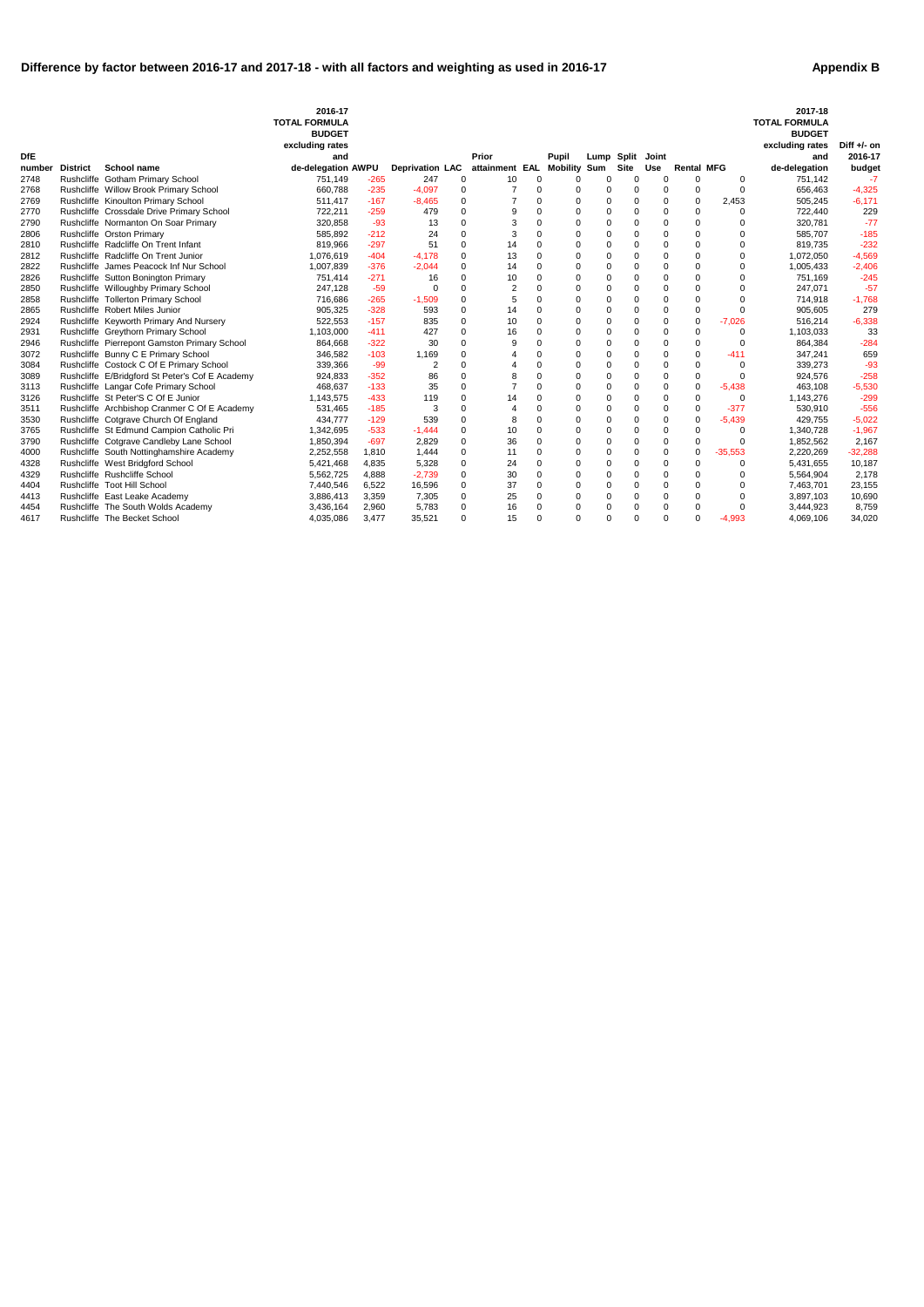## Difference by factor between 2016-17 and 2017-18 - with all factors and weighting as used in 2016-17

**Appendix B**

| DfE number | District | School name | 2016-17 TOTAL FORMULA BUDGET excluding rates and de-delegation | AWPU | Deprivation | LAC | Prior attainment | EAL | Pupil Mobility | Lump Sum | Split Site | Joint Use | Rental | MFG | 2017-18 TOTAL FORMULA BUDGET excluding rates and de-delegation | Diff +/- on 2016-17 budget |
|---|---|---|---|---|---|---|---|---|---|---|---|---|---|---|---|---|
| 2748 | Rushcliffe | Gotham Primary School | 751,149 | -265 | 247 | 0 | 10 | 0 | 0 | 0 | 0 | 0 | 0 | 0 | 751,142 | -7 |
| 2768 | Rushcliffe | Willow Brook Primary School | 660,788 | -235 | -4,097 | 0 | 7 | 0 | 0 | 0 | 0 | 0 | 0 | 0 | 656,463 | -4,325 |
| 2769 | Rushcliffe | Kinoulton Primary School | 511,417 | -167 | -8,465 | 0 | 7 | 0 | 0 | 0 | 0 | 0 | 0 | 2,453 | 505,245 | -6,171 |
| 2770 | Rushcliffe | Crossdale Drive Primary School | 722,211 | -259 | 479 | 0 | 9 | 0 | 0 | 0 | 0 | 0 | 0 | 0 | 722,440 | 229 |
| 2790 | Rushcliffe | Normanton On Soar Primary | 320,858 | -93 | 13 | 0 | 3 | 0 | 0 | 0 | 0 | 0 | 0 | 0 | 320,781 | -77 |
| 2806 | Rushcliffe | Orston Primary | 585,892 | -212 | 24 | 0 | 3 | 0 | 0 | 0 | 0 | 0 | 0 | 0 | 585,707 | -185 |
| 2810 | Rushcliffe | Radcliffe On Trent Infant | 819,966 | -297 | 51 | 0 | 14 | 0 | 0 | 0 | 0 | 0 | 0 | 0 | 819,735 | -232 |
| 2812 | Rushcliffe | Radcliffe On Trent Junior | 1,076,619 | -404 | -4,178 | 0 | 13 | 0 | 0 | 0 | 0 | 0 | 0 | 0 | 1,072,050 | -4,569 |
| 2822 | Rushcliffe | James Peacock Inf Nur School | 1,007,839 | -376 | -2,044 | 0 | 14 | 0 | 0 | 0 | 0 | 0 | 0 | 0 | 1,005,433 | -2,406 |
| 2826 | Rushcliffe | Sutton Bonington Primary | 751,414 | -271 | 16 | 0 | 10 | 0 | 0 | 0 | 0 | 0 | 0 | 0 | 751,169 | -245 |
| 2850 | Rushcliffe | Willoughby Primary School | 247,128 | -59 | 0 | 0 | 2 | 0 | 0 | 0 | 0 | 0 | 0 | 0 | 247,071 | -57 |
| 2858 | Rushcliffe | Tollerton Primary School | 716,686 | -265 | -1,509 | 0 | 5 | 0 | 0 | 0 | 0 | 0 | 0 | 0 | 714,918 | -1,768 |
| 2865 | Rushcliffe | Robert Miles Junior | 905,325 | -328 | 593 | 0 | 14 | 0 | 0 | 0 | 0 | 0 | 0 | 0 | 905,605 | 279 |
| 2924 | Rushcliffe | Keyworth Primary And Nursery | 522,553 | -157 | 835 | 0 | 10 | 0 | 0 | 0 | 0 | 0 | 0 | -7,026 | 516,214 | -6,338 |
| 2931 | Rushcliffe | Greythorn Primary School | 1,103,000 | -411 | 427 | 0 | 16 | 0 | 0 | 0 | 0 | 0 | 0 | 0 | 1,103,033 | 33 |
| 2946 | Rushcliffe | Pierrepont Gamston Primary School | 864,668 | -322 | 30 | 0 | 9 | 0 | 0 | 0 | 0 | 0 | 0 | 0 | 864,384 | -284 |
| 3072 | Rushcliffe | Bunny C E Primary School | 346,582 | -103 | 1,169 | 0 | 4 | 0 | 0 | 0 | 0 | 0 | 0 | -411 | 347,241 | 659 |
| 3084 | Rushcliffe | Costock C Of E Primary School | 339,366 | -99 | 2 | 0 | 4 | 0 | 0 | 0 | 0 | 0 | 0 | 0 | 339,273 | -93 |
| 3089 | Rushcliffe | E/Bridgford St Peter's Cof E Academy | 924,833 | -352 | 86 | 0 | 8 | 0 | 0 | 0 | 0 | 0 | 0 | 0 | 924,576 | -258 |
| 3113 | Rushcliffe | Langar Cofe Primary School | 468,637 | -133 | 35 | 0 | 7 | 0 | 0 | 0 | 0 | 0 | 0 | -5,438 | 463,108 | -5,530 |
| 3126 | Rushcliffe | St Peter'S C Of E Junior | 1,143,575 | -433 | 119 | 0 | 14 | 0 | 0 | 0 | 0 | 0 | 0 | 0 | 1,143,276 | -299 |
| 3511 | Rushcliffe | Archbishop Cranmer C Of E Academy | 531,465 | -185 | 3 | 0 | 4 | 0 | 0 | 0 | 0 | 0 | 0 | -377 | 530,910 | -556 |
| 3530 | Rushcliffe | Cotgrave Church Of England | 434,777 | -129 | 539 | 0 | 8 | 0 | 0 | 0 | 0 | 0 | 0 | -5,439 | 429,755 | -5,022 |
| 3765 | Rushcliffe | St Edmund Campion Catholic Pri | 1,342,695 | -533 | -1,444 | 0 | 10 | 0 | 0 | 0 | 0 | 0 | 0 | 0 | 1,340,728 | -1,967 |
| 3790 | Rushcliffe | Cotgrave Candleby Lane School | 1,850,394 | -697 | 2,829 | 0 | 36 | 0 | 0 | 0 | 0 | 0 | 0 | 0 | 1,852,562 | 2,167 |
| 4000 | Rushcliffe | South Nottinghamshire Academy | 2,252,558 | 1,810 | 1,444 | 0 | 11 | 0 | 0 | 0 | 0 | 0 | 0 | -35,553 | 2,220,269 | -32,288 |
| 4328 | Rushcliffe | West Bridgford School | 5,421,468 | 4,835 | 5,328 | 0 | 24 | 0 | 0 | 0 | 0 | 0 | 0 | 0 | 5,431,655 | 10,187 |
| 4329 | Rushcliffe | Rushcliffe School | 5,562,725 | 4,888 | -2,739 | 0 | 30 | 0 | 0 | 0 | 0 | 0 | 0 | 0 | 5,564,904 | 2,178 |
| 4404 | Rushcliffe | Toot Hill School | 7,440,546 | 6,522 | 16,596 | 0 | 37 | 0 | 0 | 0 | 0 | 0 | 0 | 0 | 7,463,701 | 23,155 |
| 4413 | Rushcliffe | East Leake Academy | 3,886,413 | 3,359 | 7,305 | 0 | 25 | 0 | 0 | 0 | 0 | 0 | 0 | 0 | 3,897,103 | 10,690 |
| 4454 | Rushcliffe | The South Wolds Academy | 3,436,164 | 2,960 | 5,783 | 0 | 16 | 0 | 0 | 0 | 0 | 0 | 0 | 0 | 3,444,923 | 8,759 |
| 4617 | Rushcliffe | The Becket School | 4,035,086 | 3,477 | 35,521 | 0 | 15 | 0 | 0 | 0 | 0 | 0 | 0 | -4,993 | 4,069,106 | 34,020 |